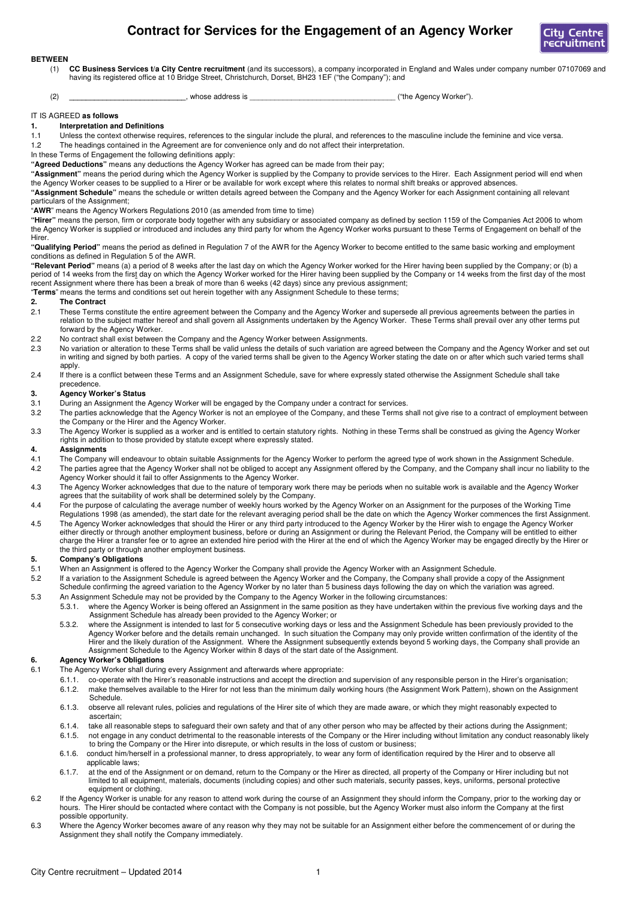# Contract for Services for the Engagement of an Agency Worker

**BETWEEN**

(1) **CC Business Services t/a City Centre recruitment** (and its successors), a company incorporated in England and Wales under company number 07107069 and having its registered office at 10 Bridge Street, Christchurch, Dorset, BH23 1EF ("the Company"); and

(2) ____________________________, whose address is ___________________________________ ("the Agency Worker").

IT IS AGREED **as follows**

**1. Interpretation and Definitions**

1.1 Unless the context otherwise requires, references to the singular include the plural, and references to the masculine include the feminine and vice versa.

1.2 The headings contained in the Agreement are for convenience only and do not affect their interpretation.

In these Terms of Engagement the following definitions apply:

**"Agreed Deductions"** means any deductions the Agency Worker has agreed can be made from their pay;

**"Assignment"** means the period during which the Agency Worker is supplied by the Company to provide services to the Hirer. Each Assignment period will end when the Agency Worker ceases to be supplied to a Hirer or be available for work except where this relates to normal shift breaks or approved absences.

**"Assignment Schedule"** means the schedule or written details agreed between the Company and the Agency Worker for each Assignment containing all relevant particulars of the Assignment;

"**AWR**" means the Agency Workers Regulations 2010 (as amended from time to time)

**"Hirer"** means the person, firm or corporate body together with any subsidiary or associated company as defined by section 1159 of the Companies Act 2006 to whom the Agency Worker is supplied or introduced and includes any third party for whom the Agency Worker works pursuant to these Terms of Engagement on behalf of the Hirer.

**"Qualifying Period"** means the period as defined in Regulation 7 of the AWR for the Agency Worker to become entitled to the same basic working and employment conditions as defined in Regulation 5 of the AWR.

**"Relevant Period"** means (a) a period of 8 weeks after the last day on which the Agency Worker worked for the Hirer having been supplied by the Company; or (b) a period of 14 weeks from the first day on which the Agency Worker worked for the Hirer having been supplied by the Company or 14 weeks from the first day of the most recent Assignment where there has been a break of more than 6 weeks (42 days) since any previous assignment;

"**Terms**" means the terms and conditions set out herein together with any Assignment Schedule to these terms;

**2. The Contract**

2.1 These Terms constitute the entire agreement between the Company and the Agency Worker and supersede all previous agreements between the parties in relation to the subject matter hereof and shall govern all Assignments undertaken by the Agency Worker. These Terms shall prevail over any other terms put forward by the Agency Worker.

2.2 No contract shall exist between the Company and the Agency Worker between Assignments.

2.3 No variation or alteration to these Terms shall be valid unless the details of such variation are agreed between the Company and the Agency Worker and set out in writing and signed by both parties. A copy of the varied terms shall be given to the Agency Worker stating the date on or after which such varied terms shall apply.

2.4 If there is a conflict between these Terms and an Assignment Schedule, save for where expressly stated otherwise the Assignment Schedule shall take precedence.

**3. Agency Worker's Status**

3.1 During an Assignment the Agency Worker will be engaged by the Company under a contract for services.

3.2 The parties acknowledge that the Agency Worker is not an employee of the Company, and these Terms shall not give rise to a contract of employment between the Company or the Hirer and the Agency Worker.

3.3 The Agency Worker is supplied as a worker and is entitled to certain statutory rights. Nothing in these Terms shall be construed as giving the Agency Worker rights in addition to those provided by statute except where expressly stated.

**4. Assignments**

4.1 The Company will endeavour to obtain suitable Assignments for the Agency Worker to perform the agreed type of work shown in the Assignment Schedule.

4.2 The parties agree that the Agency Worker shall not be obliged to accept any Assignment offered by the Company, and the Company shall incur no liability to the Agency Worker should it fail to offer Assignments to the Agency Worker.

4.3 The Agency Worker acknowledges that due to the nature of temporary work there may be periods when no suitable work is available and the Agency Worker agrees that the suitability of work shall be determined solely by the Company.

4.4 For the purpose of calculating the average number of weekly hours worked by the Agency Worker on an Assignment for the purposes of the Working Time Regulations 1998 (as amended), the start date for the relevant averaging period shall be the date on which the Agency Worker commences the first Assignment.

4.5 The Agency Worker acknowledges that should the Hirer or any third party introduced to the Agency Worker by the Hirer wish to engage the Agency Worker either directly or through another employment business, before or during an Assignment or during the Relevant Period, the Company will be entitled to either charge the Hirer a transfer fee or to agree an extended hire period with the Hirer at the end of which the Agency Worker may be engaged directly by the Hirer or the third party or through another employment business.

**5. Company's Obligations**

5.1 When an Assignment is offered to the Agency Worker the Company shall provide the Agency Worker with an Assignment Schedule.

5.2 If a variation to the Assignment Schedule is agreed between the Agency Worker and the Company, the Company shall provide a copy of the Assignment Schedule confirming the agreed variation to the Agency Worker by no later than 5 business days following the day on which the variation was agreed.

5.3 An Assignment Schedule may not be provided by the Company to the Agency Worker in the following circumstances:

5.3.1. where the Agency Worker is being offered an Assignment in the same position as they have undertaken within the previous five working days and the Assignment Schedule has already been provided to the Agency Worker; or

5.3.2. where the Assignment is intended to last for 5 consecutive working days or less and the Assignment Schedule has been previously provided to the Agency Worker before and the details remain unchanged. In such situation the Company may only provide written confirmation of the identity of the Hirer and the likely duration of the Assignment. Where the Assignment subsequently extends beyond 5 working days, the Company shall provide an Assignment Schedule to the Agency Worker within 8 days of the start date of the Assignment.

**6. Agency Worker's Obligations**

6.1 The Agency Worker shall during every Assignment and afterwards where appropriate:

6.1.1. co-operate with the Hirer's reasonable instructions and accept the direction and supervision of any responsible person in the Hirer's organisation;

6.1.2. make themselves available to the Hirer for not less than the minimum daily working hours (the Assignment Work Pattern), shown on the Assignment Schedule.

6.1.3. observe all relevant rules, policies and regulations of the Hirer site of which they are made aware, or which they might reasonably expected to ascertain;

6.1.4. take all reasonable steps to safeguard their own safety and that of any other person who may be affected by their actions during the Assignment;

6.1.5. not engage in any conduct detrimental to the reasonable interests of the Company or the Hirer including without limitation any conduct reasonably likely to bring the Company or the Hirer into disrepute, or which results in the loss of custom or business;

6.1.6. conduct him/herself in a professional manner, to dress appropriately, to wear any form of identification required by the Hirer and to observe all applicable laws;

6.1.7. at the end of the Assignment or on demand, return to the Company or the Hirer as directed, all property of the Company or Hirer including but not limited to all equipment, materials, documents (including copies) and other such materials, security passes, keys, uniforms, personal protective equipment or clothing.

6.2 If the Agency Worker is unable for any reason to attend work during the course of an Assignment they should inform the Company, prior to the working day or hours. The Hirer should be contacted where contact with the Company is not possible, but the Agency Worker must also inform the Company at the first possible opportunity.

6.3 Where the Agency Worker becomes aware of any reason why they may not be suitable for an Assignment either before the commencement of or during the Assignment they shall notify the Company immediately.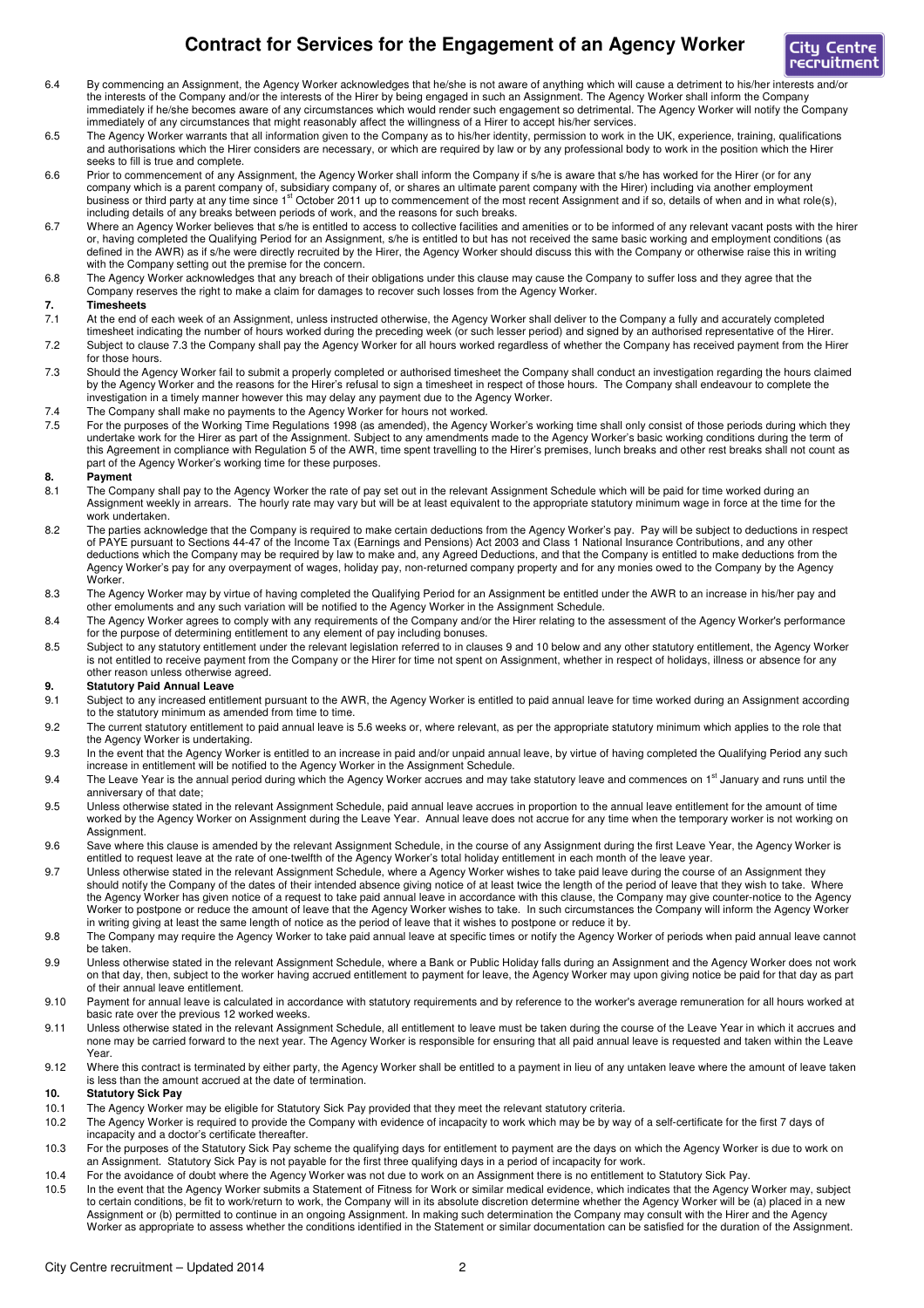6.4 By commencing an Assignment, the Agency Worker acknowledges that he/she is not aware of anything which will cause a detriment to his/her interests and/or the interests of the Company and/or the interests of the Hirer by being engaged in such an Assignment. The Agency Worker shall inform the Company immediately if he/she becomes aware of any circumstances which would render such engagement so detrimental. The Agency Worker will notify the Company immediately of any circumstances that might reasonably affect the willingness of a Hirer to accept his/her services.

6.5 The Agency Worker warrants that all information given to the Company as to his/her identity, permission to work in the UK, experience, training, qualifications and authorisations which the Hirer considers are necessary, or which are required by law or by any professional body to work in the position which the Hirer seeks to fill is true and complete.

6.6 Prior to commencement of any Assignment, the Agency Worker shall inform the Company if s/he is aware that s/he has worked for the Hirer (or for any company which is a parent company of, subsidiary company of, or shares an ultimate parent company with the Hirer) including via another employment business or third party at any time since 1st October 2011 up to commencement of the most recent Assignment and if so, details of when and in what role(s), including details of any breaks between periods of work, and the reasons for such breaks.

6.7 Where an Agency Worker believes that s/he is entitled to access to collective facilities and amenities or to be informed of any relevant vacant posts with the hirer or, having completed the Qualifying Period for an Assignment, s/he is entitled to but has not received the same basic working and employment conditions (as defined in the AWR) as if s/he were directly recruited by the Hirer, the Agency Worker should discuss this with the Company or otherwise raise this in writing with the Company setting out the premise for the concern.

6.8 The Agency Worker acknowledges that any breach of their obligations under this clause may cause the Company to suffer loss and they agree that the Company reserves the right to make a claim for damages to recover such losses from the Agency Worker.

**7. Timesheets**

7.1 At the end of each week of an Assignment, unless instructed otherwise, the Agency Worker shall deliver to the Company a fully and accurately completed timesheet indicating the number of hours worked during the preceding week (or such lesser period) and signed by an authorised representative of the Hirer.

7.2 Subject to clause 7.3 the Company shall pay the Agency Worker for all hours worked regardless of whether the Company has received payment from the Hirer for those hours.

7.3 Should the Agency Worker fail to submit a properly completed or authorised timesheet the Company shall conduct an investigation regarding the hours claimed by the Agency Worker and the reasons for the Hirer's refusal to sign a timesheet in respect of those hours. The Company shall endeavour to complete the investigation in a timely manner however this may delay any payment due to the Agency Worker.

7.4 The Company shall make no payments to the Agency Worker for hours not worked.

7.5 For the purposes of the Working Time Regulations 1998 (as amended), the Agency Worker's working time shall only consist of those periods during which they undertake work for the Hirer as part of the Assignment. Subject to any amendments made to the Agency Worker's basic working conditions during the term of this Agreement in compliance with Regulation 5 of the AWR, time spent travelling to the Hirer's premises, lunch breaks and other rest breaks shall not count as part of the Agency Worker's working time for these purposes.

**8. Payment**

8.1 The Company shall pay to the Agency Worker the rate of pay set out in the relevant Assignment Schedule which will be paid for time worked during an Assignment weekly in arrears. The hourly rate may vary but will be at least equivalent to the appropriate statutory minimum wage in force at the time for the work undertaken.

8.2 The parties acknowledge that the Company is required to make certain deductions from the Agency Worker's pay. Pay will be subject to deductions in respect of PAYE pursuant to Sections 44-47 of the Income Tax (Earnings and Pensions) Act 2003 and Class 1 National Insurance Contributions, and any other deductions which the Company may be required by law to make and, any Agreed Deductions, and that the Company is entitled to make deductions from the Agency Worker's pay for any overpayment of wages, holiday pay, non-returned company property and for any monies owed to the Company by the Agency Worker.

8.3 The Agency Worker may by virtue of having completed the Qualifying Period for an Assignment be entitled under the AWR to an increase in his/her pay and other emoluments and any such variation will be notified to the Agency Worker in the Assignment Schedule.

8.4 The Agency Worker agrees to comply with any requirements of the Company and/or the Hirer relating to the assessment of the Agency Worker's performance for the purpose of determining entitlement to any element of pay including bonuses.

8.5 Subject to any statutory entitlement under the relevant legislation referred to in clauses 9 and 10 below and any other statutory entitlement, the Agency Worker is not entitled to receive payment from the Company or the Hirer for time not spent on Assignment, whether in respect of holidays, illness or absence for any other reason unless otherwise agreed.

**9. Statutory Paid Annual Leave**

9.1 Subject to any increased entitlement pursuant to the AWR, the Agency Worker is entitled to paid annual leave for time worked during an Assignment according to the statutory minimum as amended from time to time.

9.2 The current statutory entitlement to paid annual leave is 5.6 weeks or, where relevant, as per the appropriate statutory minimum which applies to the role that the Agency Worker is undertaking.

9.3 In the event that the Agency Worker is entitled to an increase in paid and/or unpaid annual leave, by virtue of having completed the Qualifying Period any such increase in entitlement will be notified to the Agency Worker in the Assignment Schedule.

9.4 The Leave Year is the annual period during which the Agency Worker accrues and may take statutory leave and commences on 1st January and runs until the anniversary of that date;

9.5 Unless otherwise stated in the relevant Assignment Schedule, paid annual leave accrues in proportion to the annual leave entitlement for the amount of time worked by the Agency Worker on Assignment during the Leave Year. Annual leave does not accrue for any time when the temporary worker is not working on Assignment.

9.6 Save where this clause is amended by the relevant Assignment Schedule, in the course of any Assignment during the first Leave Year, the Agency Worker is entitled to request leave at the rate of one-twelfth of the Agency Worker's total holiday entitlement in each month of the leave year.

9.7 Unless otherwise stated in the relevant Assignment Schedule, where a Agency Worker wishes to take paid leave during the course of an Assignment they should notify the Company of the dates of their intended absence giving notice of at least twice the length of the period of leave that they wish to take. Where the Agency Worker has given notice of a request to take paid annual leave in accordance with this clause, the Company may give counter-notice to the Agency Worker to postpone or reduce the amount of leave that the Agency Worker wishes to take. In such circumstances the Company will inform the Agency Worker in writing giving at least the same length of notice as the period of leave that it wishes to postpone or reduce it by.

9.8 The Company may require the Agency Worker to take paid annual leave at specific times or notify the Agency Worker of periods when paid annual leave cannot be taken.

9.9 Unless otherwise stated in the relevant Assignment Schedule, where a Bank or Public Holiday falls during an Assignment and the Agency Worker does not work on that day, then, subject to the worker having accrued entitlement to payment for leave, the Agency Worker may upon giving notice be paid for that day as part of their annual leave entitlement.

9.10 Payment for annual leave is calculated in accordance with statutory requirements and by reference to the worker's average remuneration for all hours worked at basic rate over the previous 12 worked weeks.

9.11 Unless otherwise stated in the relevant Assignment Schedule, all entitlement to leave must be taken during the course of the Leave Year in which it accrues and none may be carried forward to the next year. The Agency Worker is responsible for ensuring that all paid annual leave is requested and taken within the Leave Year.

9.12 Where this contract is terminated by either party, the Agency Worker shall be entitled to a payment in lieu of any untaken leave where the amount of leave taken is less than the amount accrued at the date of termination.

**10. Statutory Sick Pay**

10.1 The Agency Worker may be eligible for Statutory Sick Pay provided that they meet the relevant statutory criteria.

10.2 The Agency Worker is required to provide the Company with evidence of incapacity to work which may be by way of a self-certificate for the first 7 days of incapacity and a doctor's certificate thereafter.

10.3 For the purposes of the Statutory Sick Pay scheme the qualifying days for entitlement to payment are the days on which the Agency Worker is due to work on an Assignment. Statutory Sick Pay is not payable for the first three qualifying days in a period of incapacity for work.

10.4 For the avoidance of doubt where the Agency Worker was not due to work on an Assignment there is no entitlement to Statutory Sick Pay.

10.5 In the event that the Agency Worker submits a Statement of Fitness for Work or similar medical evidence, which indicates that the Agency Worker may, subject to certain conditions, be fit to work/return to work, the Company will in its absolute discretion determine whether the Agency Worker will be (a) placed in a new Assignment or (b) permitted to continue in an ongoing Assignment. In making such determination the Company may consult with the Hirer and the Agency Worker as appropriate to assess whether the conditions identified in the Statement or similar documentation can be satisfied for the duration of the Assignment.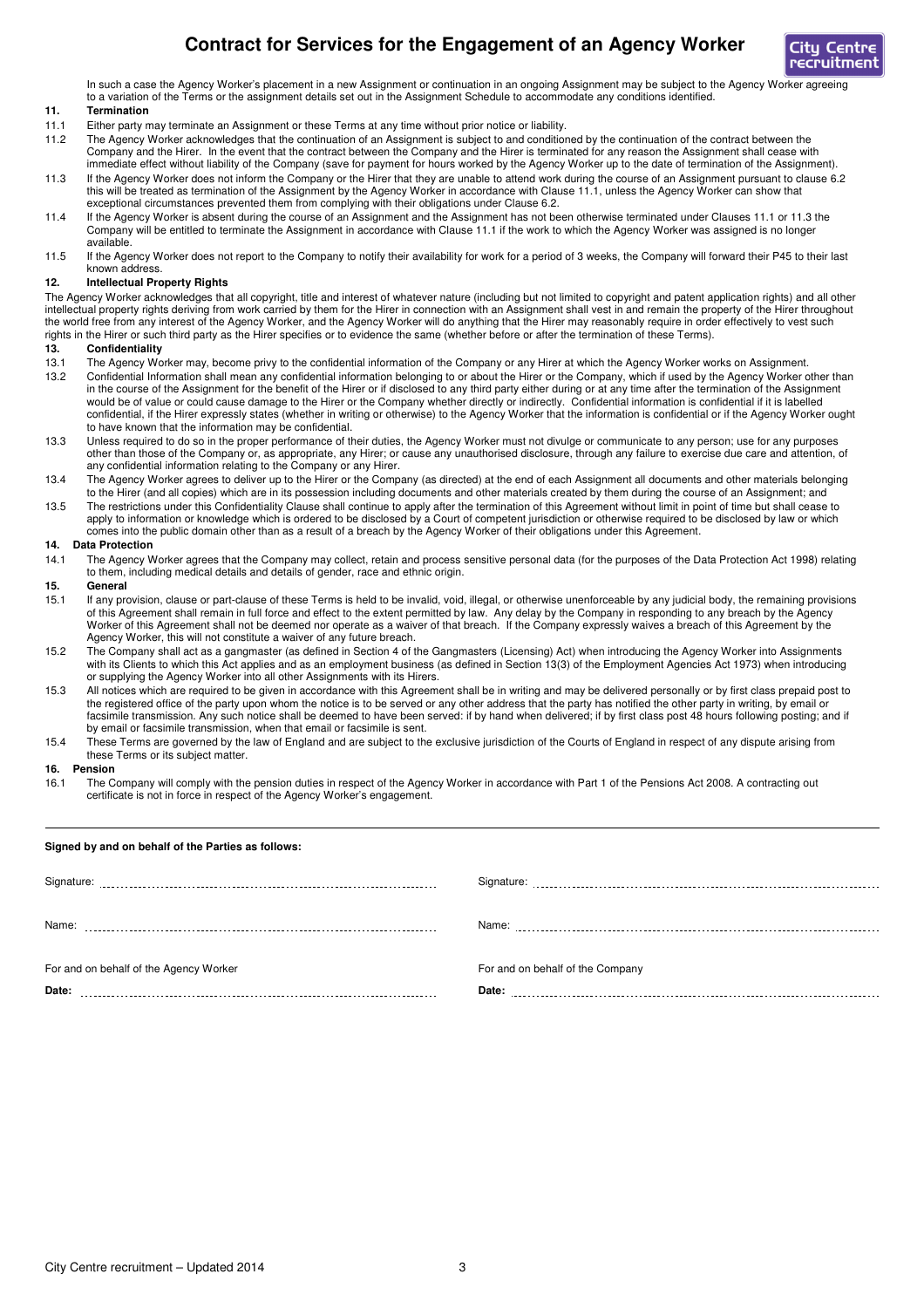In such a case the Agency Worker's placement in a new Assignment or continuation in an ongoing Assignment may be subject to the Agency Worker agreeing to a variation of the Terms or the assignment details set out in the Assignment Schedule to accommodate any conditions identified.

### 11. Termination

11.1 Either party may terminate an Assignment or these Terms at any time without prior notice or liability.

11.2 The Agency Worker acknowledges that the continuation of an Assignment is subject to and conditioned by the continuation of the contract between the Company and the Hirer. In the event that the contract between the Company and the Hirer is terminated for any reason the Assignment shall cease with immediate effect without liability of the Company (save for payment for hours worked by the Agency Worker up to the date of termination of the Assignment).

11.3 If the Agency Worker does not inform the Company or the Hirer that they are unable to attend work during the course of an Assignment pursuant to clause 6.2 this will be treated as termination of the Assignment by the Agency Worker in accordance with Clause 11.1, unless the Agency Worker can show that exceptional circumstances prevented them from complying with their obligations under Clause 6.2.

11.4 If the Agency Worker is absent during the course of an Assignment and the Assignment has not been otherwise terminated under Clauses 11.1 or 11.3 the Company will be entitled to terminate the Assignment in accordance with Clause 11.1 if the work to which the Agency Worker was assigned is no longer available.

11.5 If the Agency Worker does not report to the Company to notify their availability for work for a period of 3 weeks, the Company will forward their P45 to their last known address.

### 12. Intellectual Property Rights

The Agency Worker acknowledges that all copyright, title and interest of whatever nature (including but not limited to copyright and patent application rights) and all other intellectual property rights deriving from work carried by them for the Hirer in connection with an Assignment shall vest in and remain the property of the Hirer throughout the world free from any interest of the Agency Worker, and the Agency Worker will do anything that the Hirer may reasonably require in order effectively to vest such rights in the Hirer or such third party as the Hirer specifies or to evidence the same (whether before or after the termination of these Terms).

### 13. Confidentiality

13.1 The Agency Worker may, become privy to the confidential information of the Company or any Hirer at which the Agency Worker works on Assignment.

13.2 Confidential Information shall mean any confidential information belonging to or about the Hirer or the Company, which if used by the Agency Worker other than in the course of the Assignment for the benefit of the Hirer or if disclosed to any third party either during or at any time after the termination of the Assignment would be of value or could cause damage to the Hirer or the Company whether directly or indirectly. Confidential information is confidential if it is labelled confidential, if the Hirer expressly states (whether in writing or otherwise) to the Agency Worker that the information is confidential or if the Agency Worker ought to have known that the information may be confidential.

13.3 Unless required to do so in the proper performance of their duties, the Agency Worker must not divulge or communicate to any person; use for any purposes other than those of the Company or, as appropriate, any Hirer; or cause any unauthorised disclosure, through any failure to exercise due care and attention, of any confidential information relating to the Company or any Hirer.

13.4 The Agency Worker agrees to deliver up to the Hirer or the Company (as directed) at the end of each Assignment all documents and other materials belonging to the Hirer (and all copies) which are in its possession including documents and other materials created by them during the course of an Assignment; and

13.5 The restrictions under this Confidentiality Clause shall continue to apply after the termination of this Agreement without limit in point of time but shall cease to apply to information or knowledge which is ordered to be disclosed by a Court of competent jurisdiction or otherwise required to be disclosed by law or which comes into the public domain other than as a result of a breach by the Agency Worker of their obligations under this Agreement.

### 14. Data Protection

14.1 The Agency Worker agrees that the Company may collect, retain and process sensitive personal data (for the purposes of the Data Protection Act 1998) relating to them, including medical details and details of gender, race and ethnic origin.

### 15. General

15.1 If any provision, clause or part-clause of these Terms is held to be invalid, void, illegal, or otherwise unenforceable by any judicial body, the remaining provisions of this Agreement shall remain in full force and effect to the extent permitted by law. Any delay by the Company in responding to any breach by the Agency Worker of this Agreement shall not be deemed nor operate as a waiver of that breach. If the Company expressly waives a breach of this Agreement by the Agency Worker, this will not constitute a waiver of any future breach.

15.2 The Company shall act as a gangmaster (as defined in Section 4 of the Gangmasters (Licensing) Act) when introducing the Agency Worker into Assignments with its Clients to which this Act applies and as an employment business (as defined in Section 13(3) of the Employment Agencies Act 1973) when introducing or supplying the Agency Worker into all other Assignments with its Hirers.

15.3 All notices which are required to be given in accordance with this Agreement shall be in writing and may be delivered personally or by first class prepaid post to the registered office of the party upon whom the notice is to be served or any other address that the party has notified the other party in writing, by email or facsimile transmission. Any such notice shall be deemed to have been served: if by hand when delivered; if by first class post 48 hours following posting; and if by email or facsimile transmission, when that email or facsimile is sent.

15.4 These Terms are governed by the law of England and are subject to the exclusive jurisdiction of the Courts of England in respect of any dispute arising from these Terms or its subject matter.

### 16. Pension

16.1 The Company will comply with the pension duties in respect of the Agency Worker in accordance with Part 1 of the Pensions Act 2008. A contracting out certificate is not in force in respect of the Agency Worker's engagement.

---

**Signed by and on behalf of the Parties as follows:**

| | |
|---|---|
| Signature: ........................................ | Signature: ........................................ |
| Name: ........................................ | Name: ........................................ |
| For and on behalf of the Agency Worker | For and on behalf of the Company |
| **Date:** ........................................ | **Date:** ........................................ |